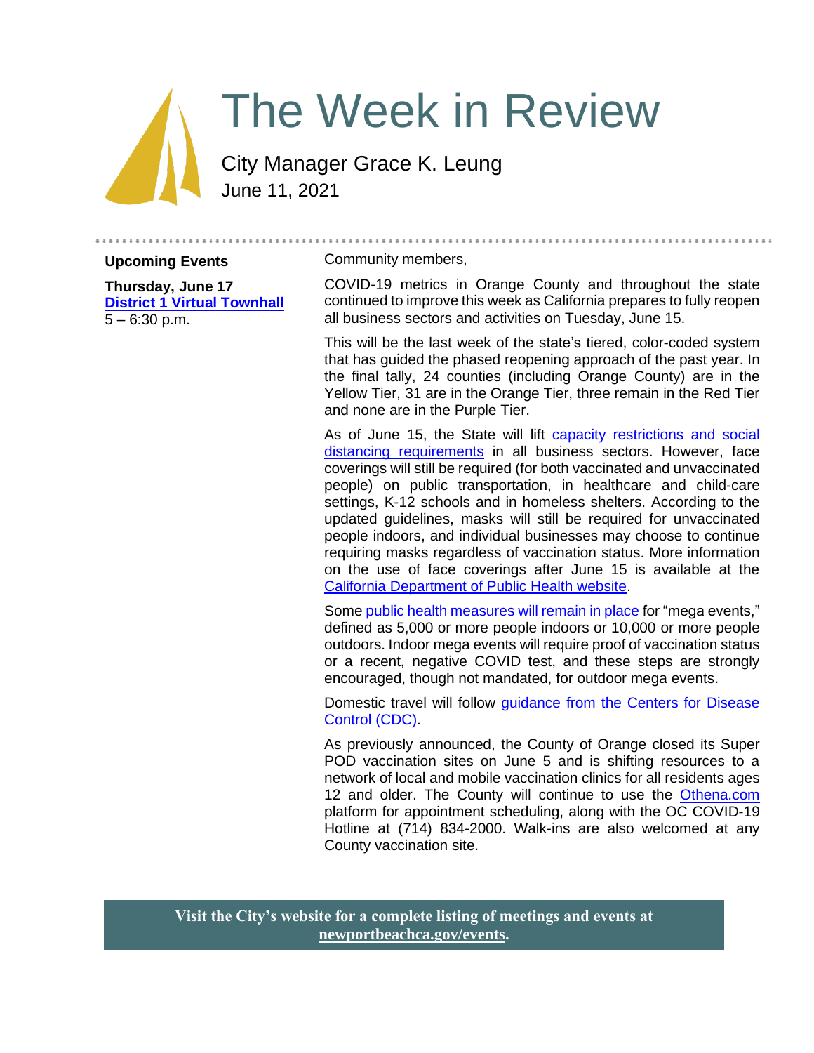# The Week in Review

City Manager Grace K. Leung
June 11, 2021

**Upcoming Events**

**Thursday, June 17**
**District 1 Virtual Townhall**
5 – 6:30 p.m.

Community members,

COVID-19 metrics in Orange County and throughout the state continued to improve this week as California prepares to fully reopen all business sectors and activities on Tuesday, June 15.

This will be the last week of the state's tiered, color-coded system that has guided the phased reopening approach of the past year. In the final tally, 24 counties (including Orange County) are in the Yellow Tier, 31 are in the Orange Tier, three remain in the Red Tier and none are in the Purple Tier.

As of June 15, the State will lift capacity restrictions and social distancing requirements in all business sectors. However, face coverings will still be required (for both vaccinated and unvaccinated people) on public transportation, in healthcare and child-care settings, K-12 schools and in homeless shelters. According to the updated guidelines, masks will still be required for unvaccinated people indoors, and individual businesses may choose to continue requiring masks regardless of vaccination status. More information on the use of face coverings after June 15 is available at the California Department of Public Health website.

Some public health measures will remain in place for "mega events," defined as 5,000 or more people indoors or 10,000 or more people outdoors. Indoor mega events will require proof of vaccination status or a recent, negative COVID test, and these steps are strongly encouraged, though not mandated, for outdoor mega events.

Domestic travel will follow guidance from the Centers for Disease Control (CDC).

As previously announced, the County of Orange closed its Super POD vaccination sites on June 5 and is shifting resources to a network of local and mobile vaccination clinics for all residents ages 12 and older. The County will continue to use the Othena.com platform for appointment scheduling, along with the OC COVID-19 Hotline at (714) 834-2000. Walk-ins are also welcomed at any County vaccination site.

**Visit the City's website for a complete listing of meetings and events at newportbeachca.gov/events.**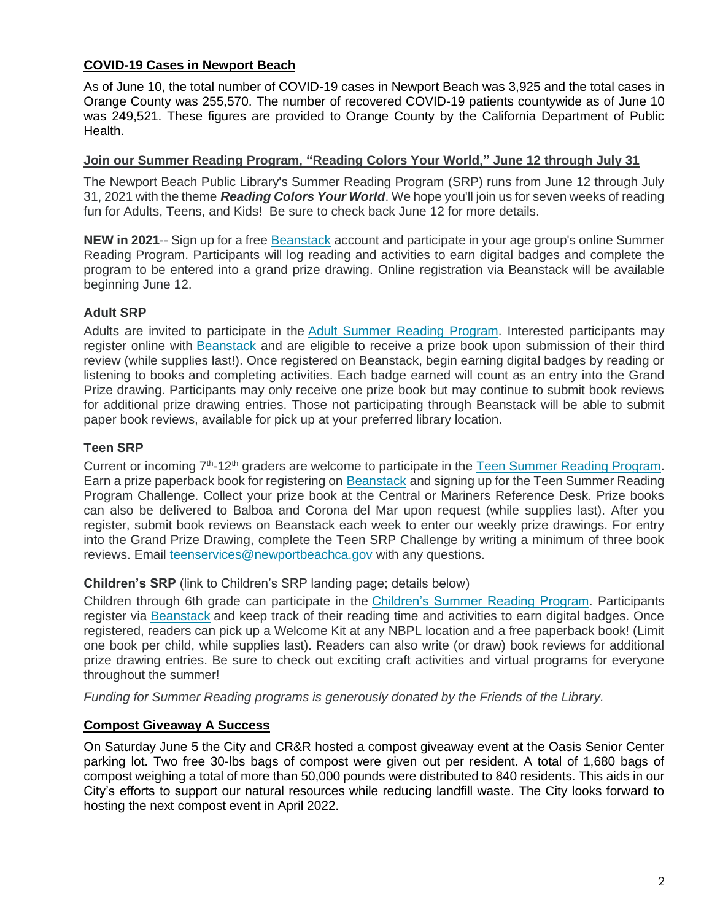## COVID-19 Cases in Newport Beach

As of June 10, the total number of COVID-19 cases in Newport Beach was 3,925 and the total cases in Orange County was 255,570. The number of recovered COVID-19 patients countywide as of June 10 was 249,521. These figures are provided to Orange County by the California Department of Public Health.

## Join our Summer Reading Program, "Reading Colors Your World," June 12 through July 31

The Newport Beach Public Library's Summer Reading Program (SRP) runs from June 12 through July 31, 2021 with the theme ***Reading Colors Your World***. We hope you'll join us for seven weeks of reading fun for Adults, Teens, and Kids! Be sure to check back June 12 for more details.

**NEW in 2021**-- Sign up for a free Beanstack account and participate in your age group's online Summer Reading Program. Participants will log reading and activities to earn digital badges and complete the program to be entered into a grand prize drawing. Online registration via Beanstack will be available beginning June 12.

### Adult SRP

Adults are invited to participate in the Adult Summer Reading Program. Interested participants may register online with Beanstack and are eligible to receive a prize book upon submission of their third review (while supplies last!). Once registered on Beanstack, begin earning digital badges by reading or listening to books and completing activities. Each badge earned will count as an entry into the Grand Prize drawing. Participants may only receive one prize book but may continue to submit book reviews for additional prize drawing entries. Those not participating through Beanstack will be able to submit paper book reviews, available for pick up at your preferred library location.

### Teen SRP

Current or incoming 7th-12th graders are welcome to participate in the Teen Summer Reading Program. Earn a prize paperback book for registering on Beanstack and signing up for the Teen Summer Reading Program Challenge. Collect your prize book at the Central or Mariners Reference Desk. Prize books can also be delivered to Balboa and Corona del Mar upon request (while supplies last). After you register, submit book reviews on Beanstack each week to enter our weekly prize drawings. For entry into the Grand Prize Drawing, complete the Teen SRP Challenge by writing a minimum of three book reviews. Email teenservices@newportbeachca.gov with any questions.

**Children's SRP** (link to Children's SRP landing page; details below)

Children through 6th grade can participate in the Children's Summer Reading Program. Participants register via Beanstack and keep track of their reading time and activities to earn digital badges. Once registered, readers can pick up a Welcome Kit at any NBPL location and a free paperback book! (Limit one book per child, while supplies last). Readers can also write (or draw) book reviews for additional prize drawing entries. Be sure to check out exciting craft activities and virtual programs for everyone throughout the summer!

*Funding for Summer Reading programs is generously donated by the Friends of the Library.*

## Compost Giveaway A Success

On Saturday June 5 the City and CR&R hosted a compost giveaway event at the Oasis Senior Center parking lot. Two free 30-lbs bags of compost were given out per resident. A total of 1,680 bags of compost weighing a total of more than 50,000 pounds were distributed to 840 residents. This aids in our City's efforts to support our natural resources while reducing landfill waste. The City looks forward to hosting the next compost event in April 2022.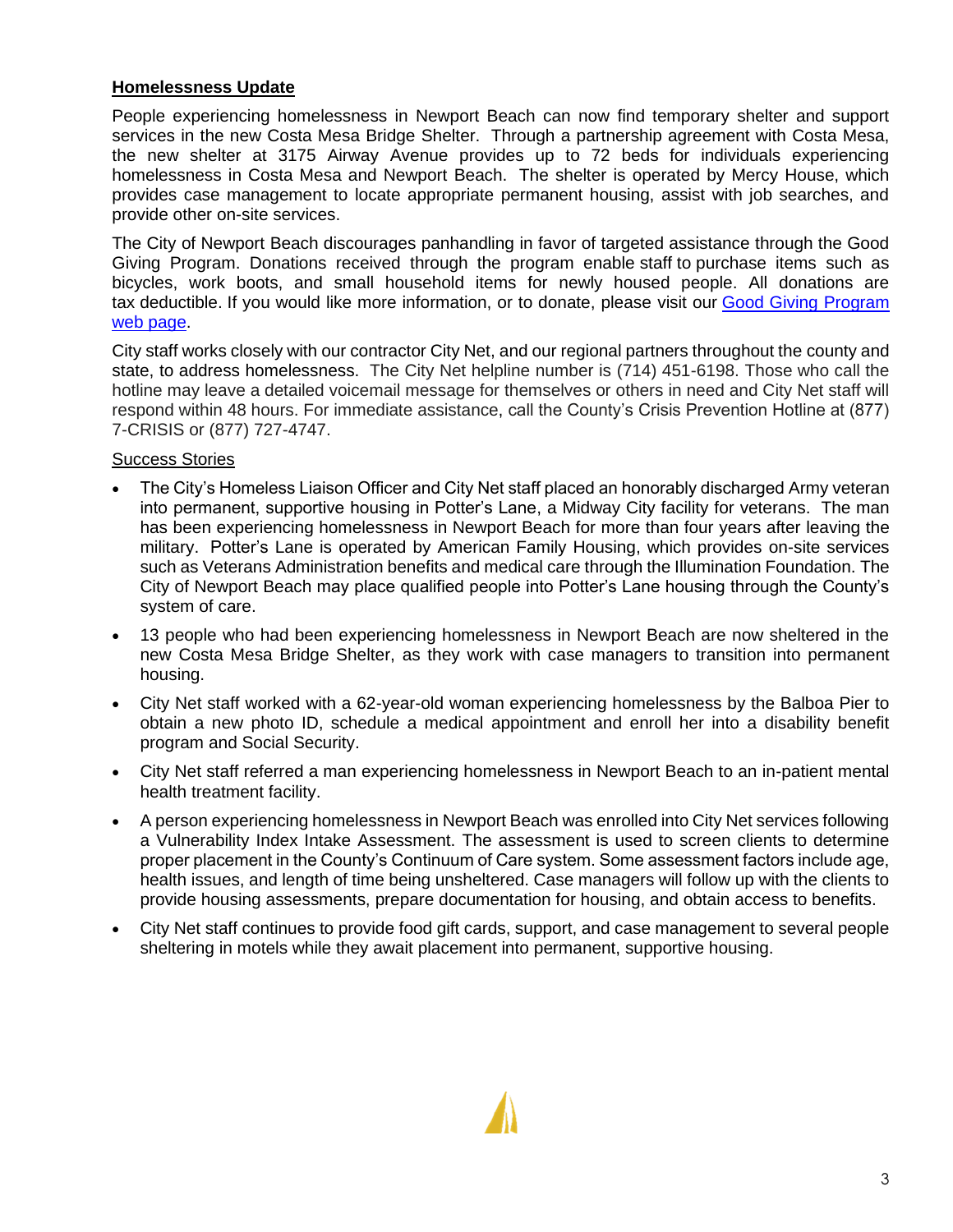**Homelessness Update**

People experiencing homelessness in Newport Beach can now find temporary shelter and support services in the new Costa Mesa Bridge Shelter. Through a partnership agreement with Costa Mesa, the new shelter at 3175 Airway Avenue provides up to 72 beds for individuals experiencing homelessness in Costa Mesa and Newport Beach. The shelter is operated by Mercy House, which provides case management to locate appropriate permanent housing, assist with job searches, and provide other on-site services.

The City of Newport Beach discourages panhandling in favor of targeted assistance through the Good Giving Program. Donations received through the program enable staff to purchase items such as bicycles, work boots, and small household items for newly housed people. All donations are tax deductible. If you would like more information, or to donate, please visit our Good Giving Program web page.

City staff works closely with our contractor City Net, and our regional partners throughout the county and state, to address homelessness. The City Net helpline number is (714) 451-6198. Those who call the hotline may leave a detailed voicemail message for themselves or others in need and City Net staff will respond within 48 hours. For immediate assistance, call the County's Crisis Prevention Hotline at (877) 7-CRISIS or (877) 727-4747.

Success Stories

- The City's Homeless Liaison Officer and City Net staff placed an honorably discharged Army veteran into permanent, supportive housing in Potter's Lane, a Midway City facility for veterans. The man has been experiencing homelessness in Newport Beach for more than four years after leaving the military. Potter's Lane is operated by American Family Housing, which provides on-site services such as Veterans Administration benefits and medical care through the Illumination Foundation. The City of Newport Beach may place qualified people into Potter's Lane housing through the County's system of care.
- 13 people who had been experiencing homelessness in Newport Beach are now sheltered in the new Costa Mesa Bridge Shelter, as they work with case managers to transition into permanent housing.
- City Net staff worked with a 62-year-old woman experiencing homelessness by the Balboa Pier to obtain a new photo ID, schedule a medical appointment and enroll her into a disability benefit program and Social Security.
- City Net staff referred a man experiencing homelessness in Newport Beach to an in-patient mental health treatment facility.
- A person experiencing homelessness in Newport Beach was enrolled into City Net services following a Vulnerability Index Intake Assessment. The assessment is used to screen clients to determine proper placement in the County's Continuum of Care system. Some assessment factors include age, health issues, and length of time being unsheltered. Case managers will follow up with the clients to provide housing assessments, prepare documentation for housing, and obtain access to benefits.
- City Net staff continues to provide food gift cards, support, and case management to several people sheltering in motels while they await placement into permanent, supportive housing.